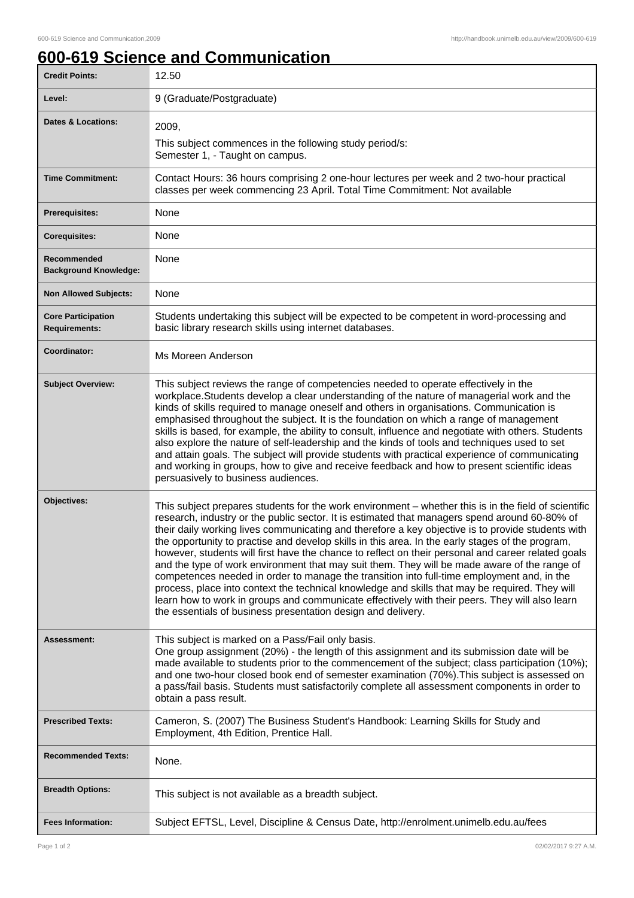# 600-619 Science and Communication

| **Credit Points:** | 12.50 |
| --- | --- |
| **Level:** | 9 (Graduate/Postgraduate) |
| **Dates & Locations:** | 2009,<br>This subject commences in the following study period/s:<br>Semester 1, - Taught on campus. |
| **Time Commitment:** | Contact Hours: 36 hours comprising 2 one-hour lectures per week and 2 two-hour practical classes per week commencing 23 April. Total Time Commitment: Not available |
| **Prerequisites:** | None |
| **Corequisites:** | None |
| **Recommended Background Knowledge:** | None |
| **Non Allowed Subjects:** | None |
| **Core Participation Requirements:** | Students undertaking this subject will be expected to be competent in word-processing and basic library research skills using internet databases. |
| **Coordinator:** | Ms Moreen Anderson |
| **Subject Overview:** | This subject reviews the range of competencies needed to operate effectively in the workplace.Students develop a clear understanding of the nature of managerial work and the kinds of skills required to manage oneself and others in organisations. Communication is emphasised throughout the subject. It is the foundation on which a range of management skills is based, for example, the ability to consult, influence and negotiate with others. Students also explore the nature of self-leadership and the kinds of tools and techniques used to set and attain goals. The subject will provide students with practical experience of communicating and working in groups, how to give and receive feedback and how to present scientific ideas persuasively to business audiences. |
| **Objectives:** | This subject prepares students for the work environment – whether this is in the field of scientific research, industry or the public sector. It is estimated that managers spend around 60-80% of their daily working lives communicating and therefore a key objective is to provide students with the opportunity to practise and develop skills in this area. In the early stages of the program, however, students will first have the chance to reflect on their personal and career related goals and the type of work environment that may suit them. They will be made aware of the range of competences needed in order to manage the transition into full-time employment and, in the process, place into context the technical knowledge and skills that may be required. They will learn how to work in groups and communicate effectively with their peers. They will also learn the essentials of business presentation design and delivery. |
| **Assessment:** | This subject is marked on a Pass/Fail only basis.<br>One group assignment (20%) - the length of this assignment and its submission date will be made available to students prior to the commencement of the subject; class participation (10%); and one two-hour closed book end of semester examination (70%).This subject is assessed on a pass/fail basis. Students must satisfactorily complete all assessment components in order to obtain a pass result. |
| **Prescribed Texts:** | Cameron, S. (2007) The Business Student's Handbook: Learning Skills for Study and Employment, 4th Edition, Prentice Hall. |
| **Recommended Texts:** | None. |
| **Breadth Options:** | This subject is not available as a breadth subject. |
| **Fees Information:** | Subject EFTSL, Level, Discipline & Census Date, http://enrolment.unimelb.edu.au/fees |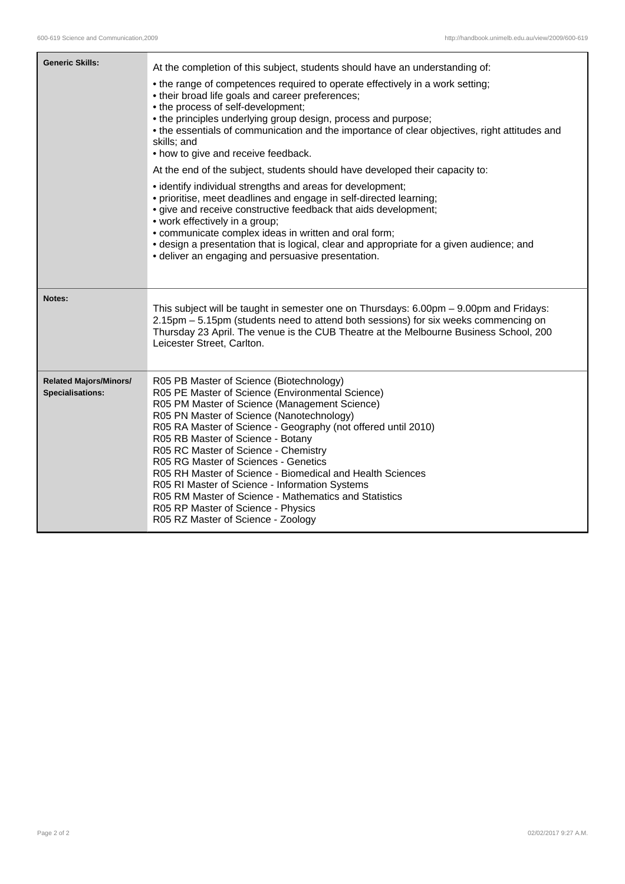| | |
|---|---|
| **Generic Skills:** | At the completion of this subject, students should have an understanding of:<br>• the range of competences required to operate effectively in a work setting;<br>• their broad life goals and career preferences;<br>• the process of self-development;<br>• the principles underlying group design, process and purpose;<br>• the essentials of communication and the importance of clear objectives, right attitudes and skills; and<br>• how to give and receive feedback.<br>At the end of the subject, students should have developed their capacity to:<br>• identify individual strengths and areas for development;<br>• prioritise, meet deadlines and engage in self-directed learning;<br>• give and receive constructive feedback that aids development;<br>• work effectively in a group;<br>• communicate complex ideas in written and oral form;<br>• design a presentation that is logical, clear and appropriate for a given audience; and<br>• deliver an engaging and persuasive presentation. |
| **Notes:** | This subject will be taught in semester one on Thursdays: 6.00pm – 9.00pm and Fridays: 2.15pm – 5.15pm (students need to attend both sessions) for six weeks commencing on Thursday 23 April. The venue is the CUB Theatre at the Melbourne Business School, 200 Leicester Street, Carlton. |
| **Related Majors/Minors/ Specialisations:** | R05 PB Master of Science (Biotechnology)<br>R05 PE Master of Science (Environmental Science)<br>R05 PM Master of Science (Management Science)<br>R05 PN Master of Science (Nanotechnology)<br>R05 RA Master of Science - Geography (not offered until 2010)<br>R05 RB Master of Science - Botany<br>R05 RC Master of Science - Chemistry<br>R05 RG Master of Sciences - Genetics<br>R05 RH Master of Science - Biomedical and Health Sciences<br>R05 RI Master of Science - Information Systems<br>R05 RM Master of Science - Mathematics and Statistics<br>R05 RP Master of Science - Physics<br>R05 RZ Master of Science - Zoology |